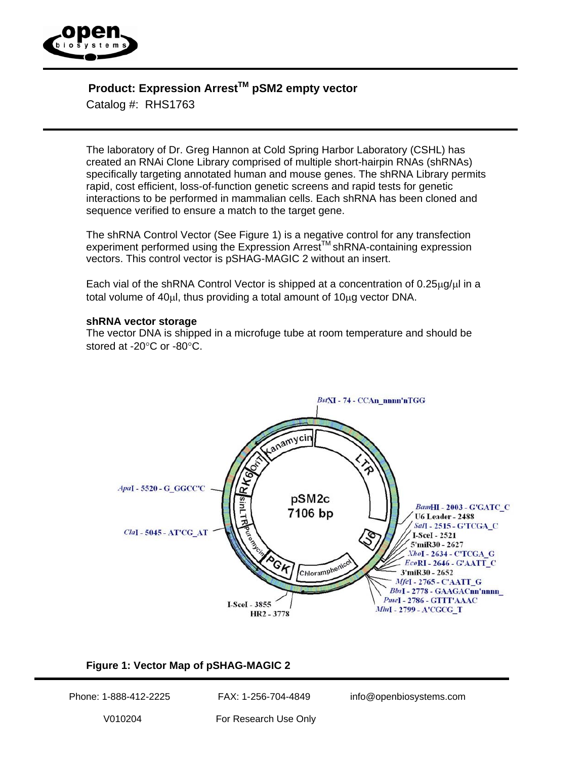# Product: Expression Arrest[TM] pSM2 empty vector

Catalog #: RHS1763

The laboratory of Dr. Greg Hannon at Cold Spring Harbor Laboratory (CSHL) has created an RNAi Clone Library comprised of multiple short-hairpin RNAs (shRNAs) specifically targeting annotated human and mouse genes. The shRNA Library permits rapid, cost efficient, loss-of-function genetic screens and rapid tests for genetic interactions to be performed in mammalian cells. Each shRNA has been cloned and sequence verified to ensure a match to the target gene.

The shRNA Control Vector (See Figure 1) is a negative control for any transfection experiment performed using the Expression Arrest[TM] shRNA-containing expression vectors. This control vector is pSHAG-MAGIC 2 without an insert.

Each vial of the shRNA Control Vector is shipped at a concentration of 0.25µg/µl in a total volume of 40µl, thus providing a total amount of 10µg vector DNA.

**shRNA vector storage**

The vector DNA is shipped in a microfuge tube at room temperature and should be stored at -20°C or -80°C.

pSM2c 7106 bp

BstXI - 74 - CCAn_nnnn'nTGG
BamHI - 2003 - G'GATC_C
U6 Leader - 2488
SalI - 2515 - G'TCGA_C
I-SceI - 2521
5'miR30 - 2627
XhoI - 2634 - C'TCGA_G
EcoRI - 2646 - G'AATT_C
3'miR30 - 2652
MfeI - 2765 - C'AATT_G
BbsI - 2778 - GAAGACnn'nnnn_
PmeI - 2786 - GTTT'AAAC
MluI - 2799 - A'CGCG_T
I-SceI - 3855
HR2 - 3778
ClaI - 5045 - AT'CG_AT
ApaI - 5520 - G_GGCC'C

Kanamycin, LTR, U6, Chloramphenicol, PGK, Puromycin, sinLTR, RK6, OriT

**Figure 1: Vector Map of pSHAG-MAGIC 2**

Phone: 1-888-412-2225 FAX: 1-256-704-4849 info@openbiosystems.com

V010204 For Research Use Only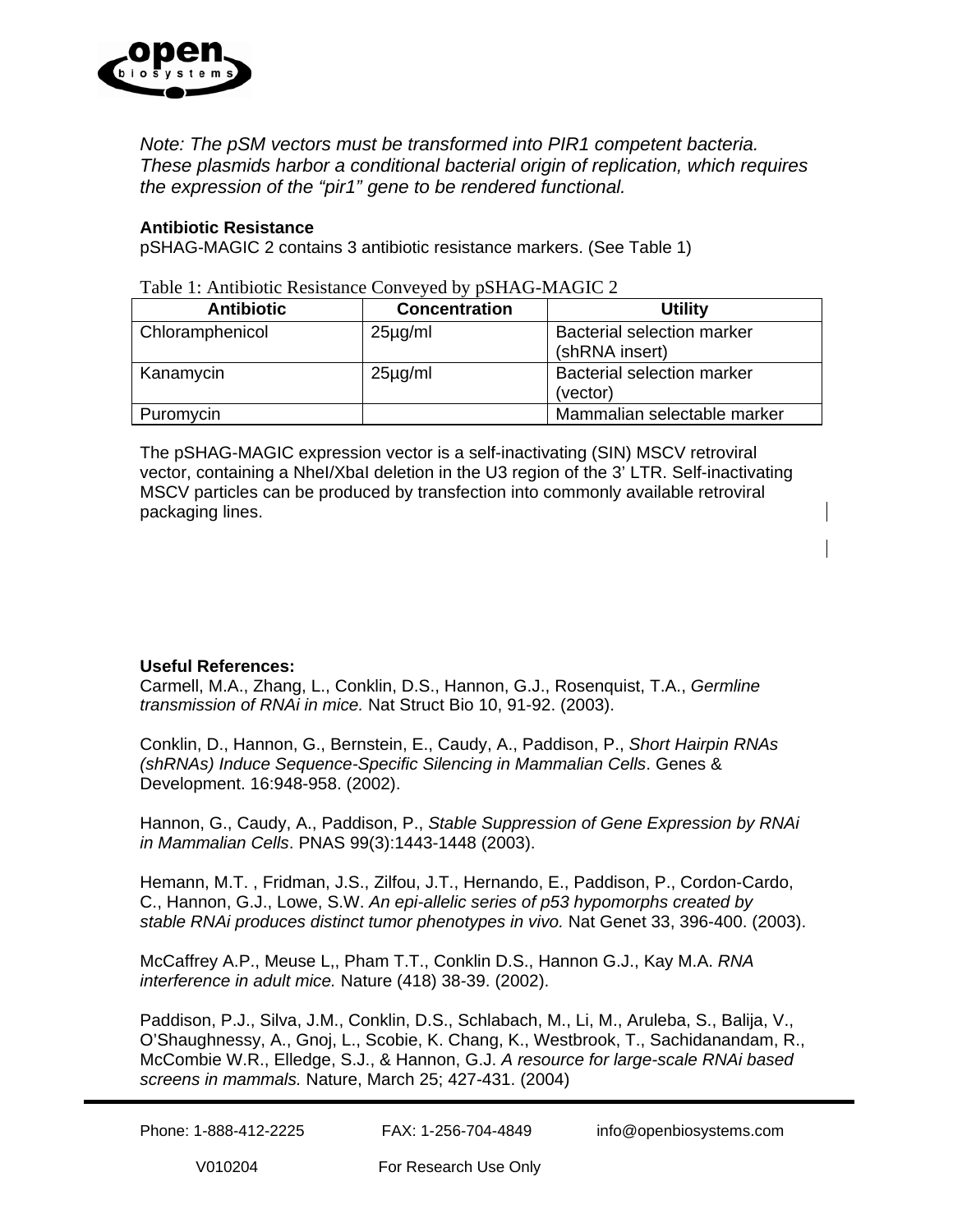*Note: The pSM vectors must be transformed into PIR1 competent bacteria. These plasmids harbor a conditional bacterial origin of replication, which requires the expression of the "pir1" gene to be rendered functional.*

**Antibiotic Resistance**

pSHAG-MAGIC 2 contains 3 antibiotic resistance markers. (See Table 1)

Table 1: Antibiotic Resistance Conveyed by pSHAG-MAGIC 2

| Antibiotic | Concentration | Utility |
|---|---|---|
| Chloramphenicol | 25µg/ml | Bacterial selection marker (shRNA insert) |
| Kanamycin | 25µg/ml | Bacterial selection marker (vector) |
| Puromycin | | Mammalian selectable marker |

The pSHAG-MAGIC expression vector is a self-inactivating (SIN) MSCV retroviral vector, containing a NheI/XbaI deletion in the U3 region of the 3' LTR. Self-inactivating MSCV particles can be produced by transfection into commonly available retroviral packaging lines.

**Useful References:**

Carmell, M.A., Zhang, L., Conklin, D.S., Hannon, G.J., Rosenquist, T.A., *Germline transmission of RNAi in mice.* Nat Struct Bio 10, 91-92. (2003).

Conklin, D., Hannon, G., Bernstein, E., Caudy, A., Paddison, P., *Short Hairpin RNAs (shRNAs) Induce Sequence-Specific Silencing in Mammalian Cells*. Genes & Development. 16:948-958. (2002).

Hannon, G., Caudy, A., Paddison, P., *Stable Suppression of Gene Expression by RNAi in Mammalian Cells*. PNAS 99(3):1443-1448 (2003).

Hemann, M.T. , Fridman, J.S., Zilfou, J.T., Hernando, E., Paddison, P., Cordon-Cardo, C., Hannon, G.J., Lowe, S.W. *An epi-allelic series of p53 hypomorphs created by stable RNAi produces distinct tumor phenotypes in vivo.* Nat Genet 33, 396-400. (2003).

McCaffrey A.P., Meuse L,, Pham T.T., Conklin D.S., Hannon G.J., Kay M.A. *RNA interference in adult mice.* Nature (418) 38-39. (2002).

Paddison, P.J., Silva, J.M., Conklin, D.S., Schlabach, M., Li, M., Aruleba, S., Balija, V., O'Shaughnessy, A., Gnoj, L., Scobie, K. Chang, K., Westbrook, T., Sachidanandam, R., McCombie W.R., Elledge, S.J., & Hannon, G.J. *A resource for large-scale RNAi based screens in mammals.* Nature, March 25; 427-431. (2004)

Phone: 1-888-412-2225 FAX: 1-256-704-4849 info@openbiosystems.com

V010204 For Research Use Only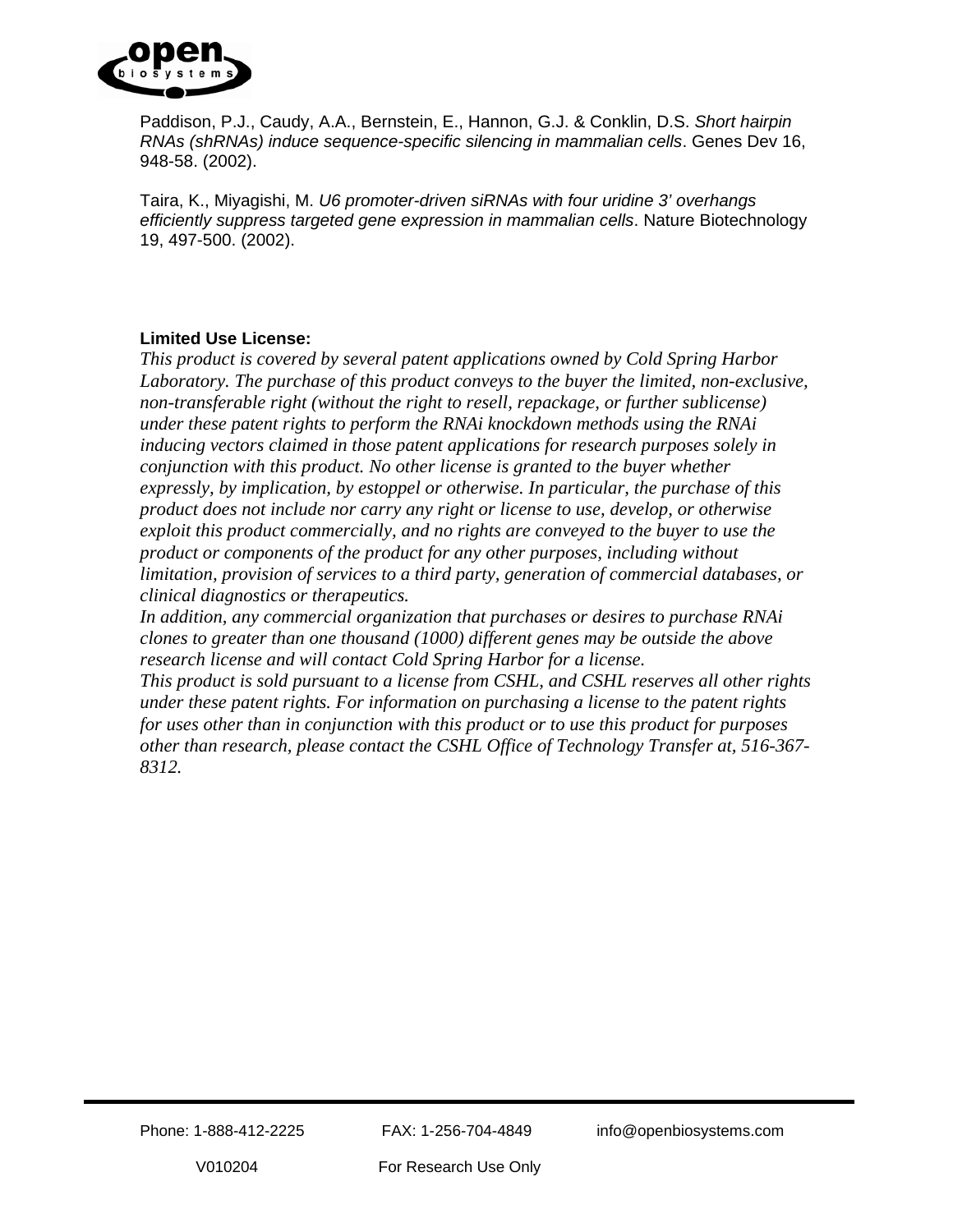Paddison, P.J., Caudy, A.A., Bernstein, E., Hannon, G.J. & Conklin, D.S. *Short hairpin RNAs (shRNAs) induce sequence-specific silencing in mammalian cells*. Genes Dev 16, 948-58. (2002).

Taira, K., Miyagishi, M. *U6 promoter-driven siRNAs with four uridine 3' overhangs efficiently suppress targeted gene expression in mammalian cells*. Nature Biotechnology 19, 497-500. (2002).

**Limited Use License:**

*This product is covered by several patent applications owned by Cold Spring Harbor Laboratory. The purchase of this product conveys to the buyer the limited, non-exclusive, non-transferable right (without the right to resell, repackage, or further sublicense) under these patent rights to perform the RNAi knockdown methods using the RNAi inducing vectors claimed in those patent applications for research purposes solely in conjunction with this product. No other license is granted to the buyer whether expressly, by implication, by estoppel or otherwise. In particular, the purchase of this product does not include nor carry any right or license to use, develop, or otherwise exploit this product commercially, and no rights are conveyed to the buyer to use the product or components of the product for any other purposes, including without limitation, provision of services to a third party, generation of commercial databases, or clinical diagnostics or therapeutics.*

*In addition, any commercial organization that purchases or desires to purchase RNAi clones to greater than one thousand (1000) different genes may be outside the above research license and will contact Cold Spring Harbor for a license.*

*This product is sold pursuant to a license from CSHL, and CSHL reserves all other rights under these patent rights. For information on purchasing a license to the patent rights for uses other than in conjunction with this product or to use this product for purposes other than research, please contact the CSHL Office of Technology Transfer at, 516-367-8312.*